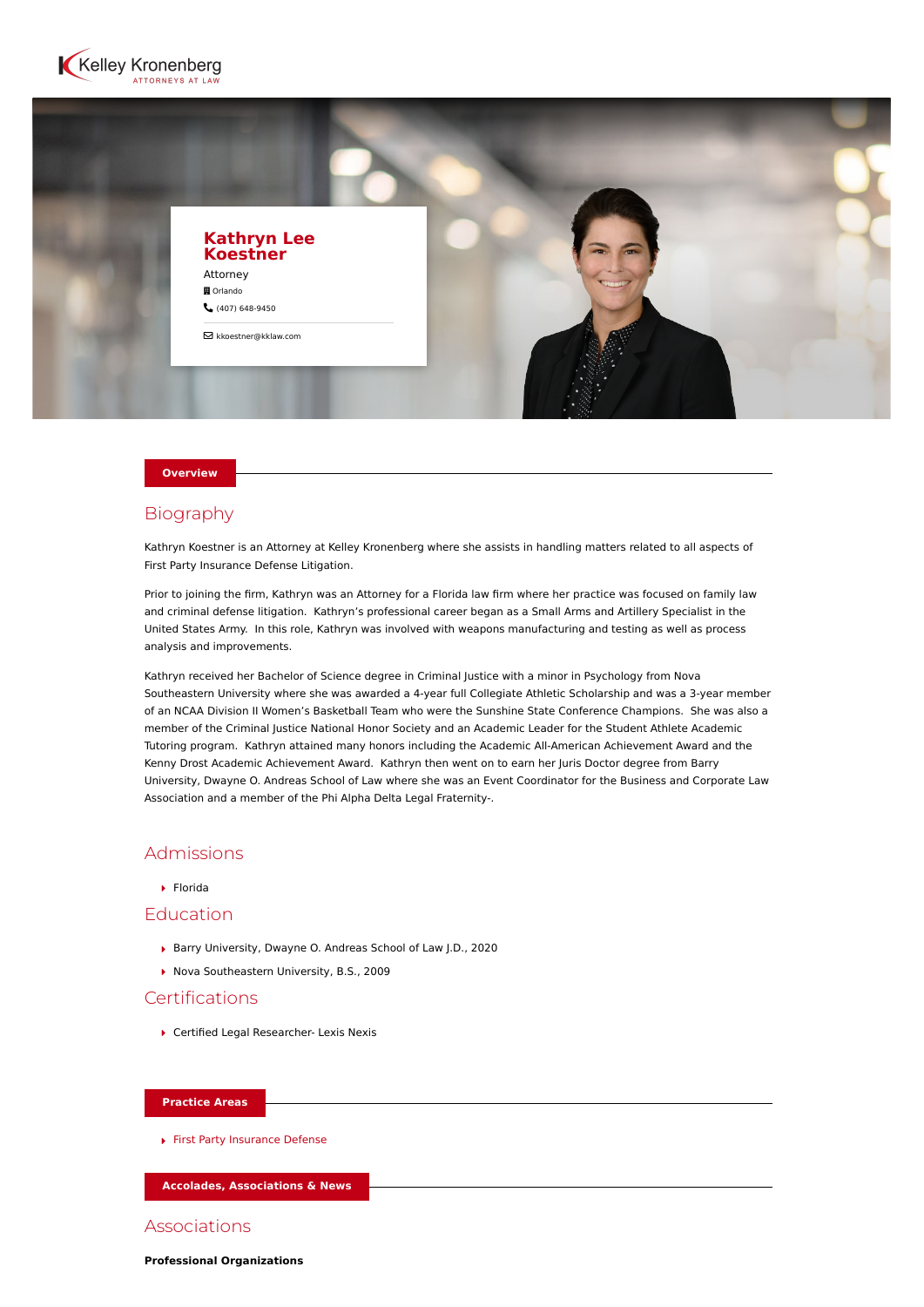Kelley Kronenberg
ATTORNEYS AT LAW

# Kathryn Lee Koestner

Attorney

Orlando

(407) 648-9450

kkoestner@kklaw.com

## Overview

### Biography

Kathryn Koestner is an Attorney at Kelley Kronenberg where she assists in handling matters related to all aspects of First Party Insurance Defense Litigation.

Prior to joining the firm, Kathryn was an Attorney for a Florida law firm where her practice was focused on family law and criminal defense litigation. Kathryn's professional career began as a Small Arms and Artillery Specialist in the United States Army. In this role, Kathryn was involved with weapons manufacturing and testing as well as process analysis and improvements.

Kathryn received her Bachelor of Science degree in Criminal Justice with a minor in Psychology from Nova Southeastern University where she was awarded a 4-year full Collegiate Athletic Scholarship and was a 3-year member of an NCAA Division II Women's Basketball Team who were the Sunshine State Conference Champions. She was also a member of the Criminal Justice National Honor Society and an Academic Leader for the Student Athlete Academic Tutoring program. Kathryn attained many honors including the Academic All-American Achievement Award and the Kenny Drost Academic Achievement Award. Kathryn then went on to earn her Juris Doctor degree from Barry University, Dwayne O. Andreas School of Law where she was an Event Coordinator for the Business and Corporate Law Association and a member of the Phi Alpha Delta Legal Fraternity-.

### Admissions

- Florida

### Education

- Barry University, Dwayne O. Andreas School of Law J.D., 2020
- Nova Southeastern University, B.S., 2009

### Certifications

- Certified Legal Researcher- Lexis Nexis

## Practice Areas

- First Party Insurance Defense

## Accolades, Associations & News

### Associations

**Professional Organizations**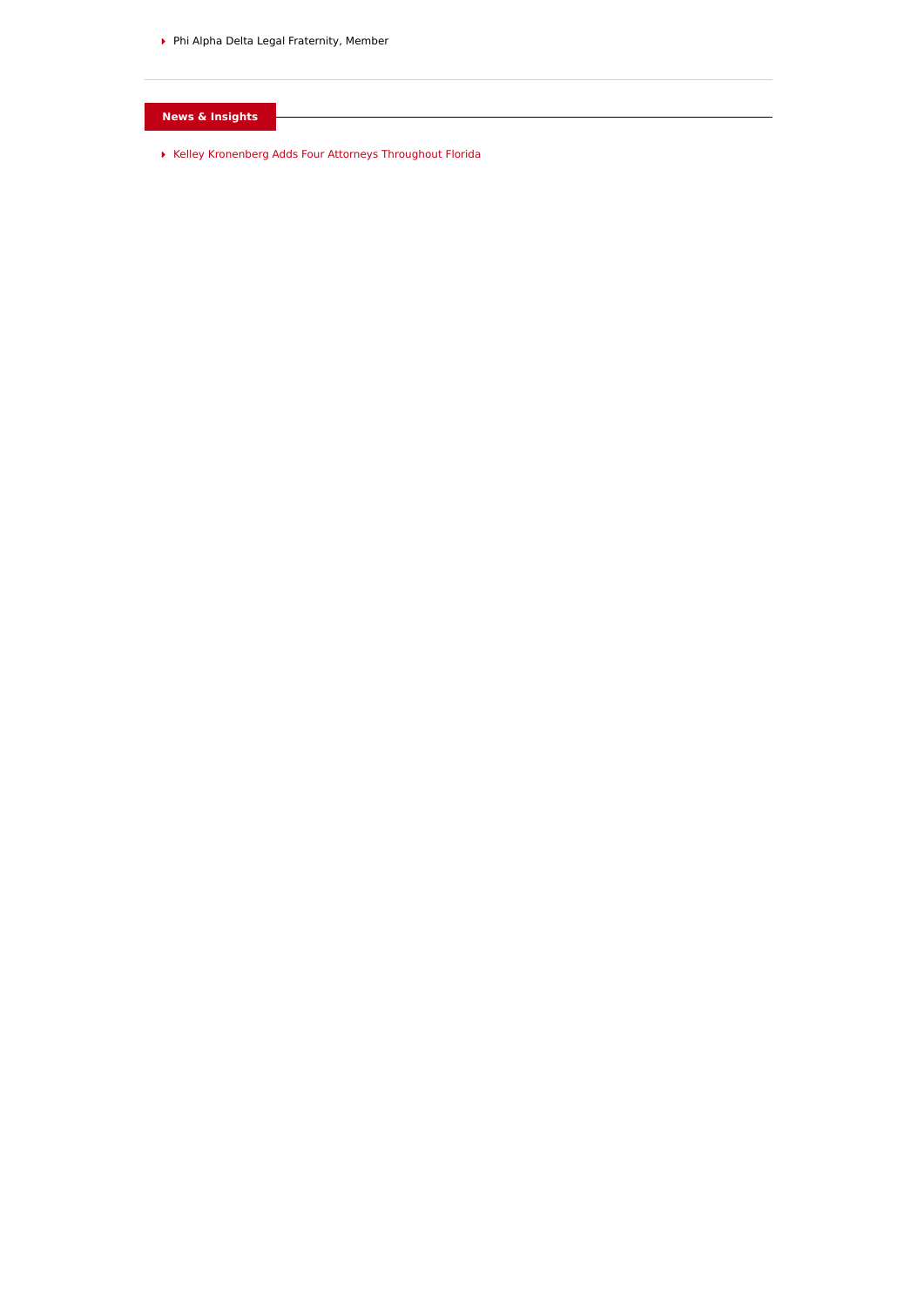- Phi Alpha Delta Legal Fraternity, Member

## News & Insights

- Kelley Kronenberg Adds Four Attorneys Throughout Florida